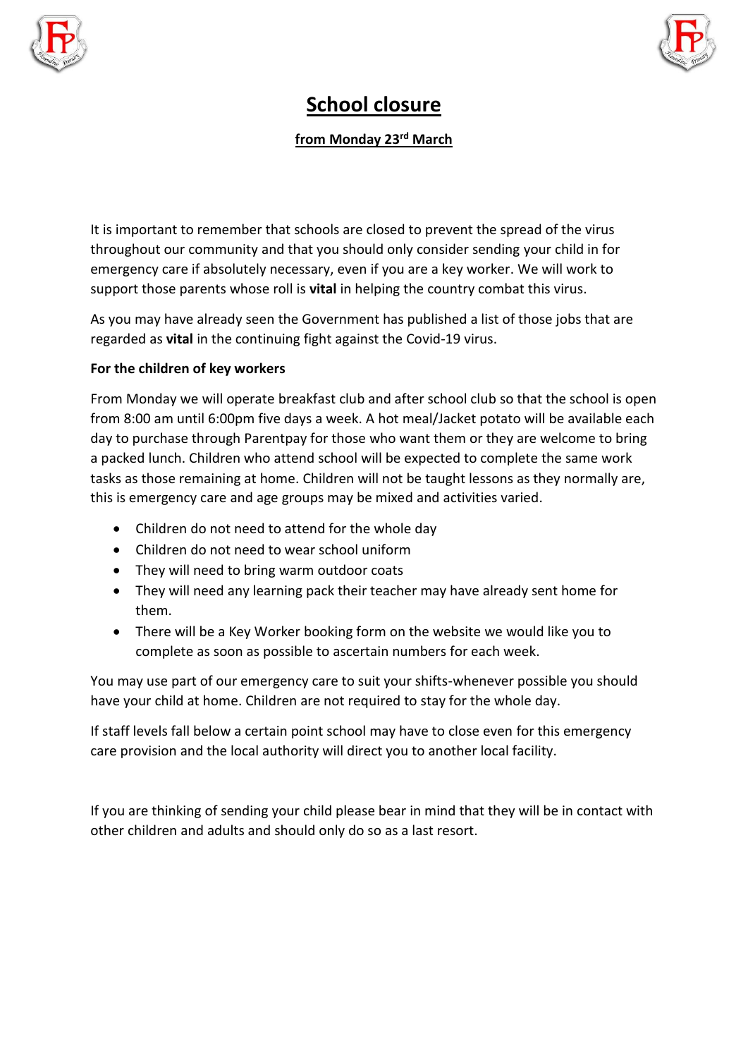# School closure

## from Monday 23rd March

It is important to remember that schools are closed to prevent the spread of the virus throughout our community and that you should only consider sending your child in for emergency care if absolutely necessary, even if you are a key worker. We will work to support those parents whose roll is **vital** in helping the country combat this virus.

As you may have already seen the Government has published a list of those jobs that are regarded as **vital** in the continuing fight against the Covid-19 virus.

**For the children of key workers**

From Monday we will operate breakfast club and after school club so that the school is open from 8:00 am until 6:00pm five days a week. A hot meal/Jacket potato will be available each day to purchase through Parentpay for those who want them or they are welcome to bring a packed lunch. Children who attend school will be expected to complete the same work tasks as those remaining at home. Children will not be taught lessons as they normally are, this is emergency care and age groups may be mixed and activities varied.

- Children do not need to attend for the whole day
- Children do not need to wear school uniform
- They will need to bring warm outdoor coats
- They will need any learning pack their teacher may have already sent home for them.
- There will be a Key Worker booking form on the website we would like you to complete as soon as possible to ascertain numbers for each week.

You may use part of our emergency care to suit your shifts-whenever possible you should have your child at home. Children are not required to stay for the whole day.

If staff levels fall below a certain point school may have to close even for this emergency care provision and the local authority will direct you to another local facility.

If you are thinking of sending your child please bear in mind that they will be in contact with other children and adults and should only do so as a last resort.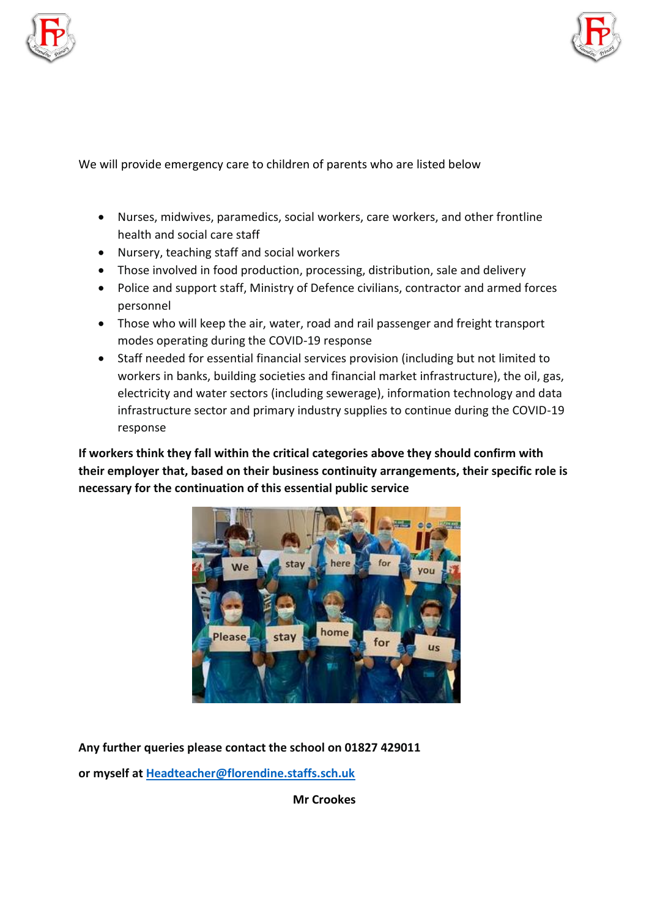We will provide emergency care to children of parents who are listed below

- Nurses, midwives, paramedics, social workers, care workers, and other frontline health and social care staff
- Nursery, teaching staff and social workers
- Those involved in food production, processing, distribution, sale and delivery
- Police and support staff, Ministry of Defence civilians, contractor and armed forces personnel
- Those who will keep the air, water, road and rail passenger and freight transport modes operating during the COVID-19 response
- Staff needed for essential financial services provision (including but not limited to workers in banks, building societies and financial market infrastructure), the oil, gas, electricity and water sectors (including sewerage), information technology and data infrastructure sector and primary industry supplies to continue during the COVID-19 response

**If workers think they fall within the critical categories above they should confirm with their employer that, based on their business continuity arrangements, their specific role is necessary for the continuation of this essential public service**

**Any further queries please contact the school on 01827 429011**

**or myself at [Headteacher@florendine.staffs.sch.uk](mailto:Headteacher@florendine.staffs.sch.uk)**

**Mr Crookes**